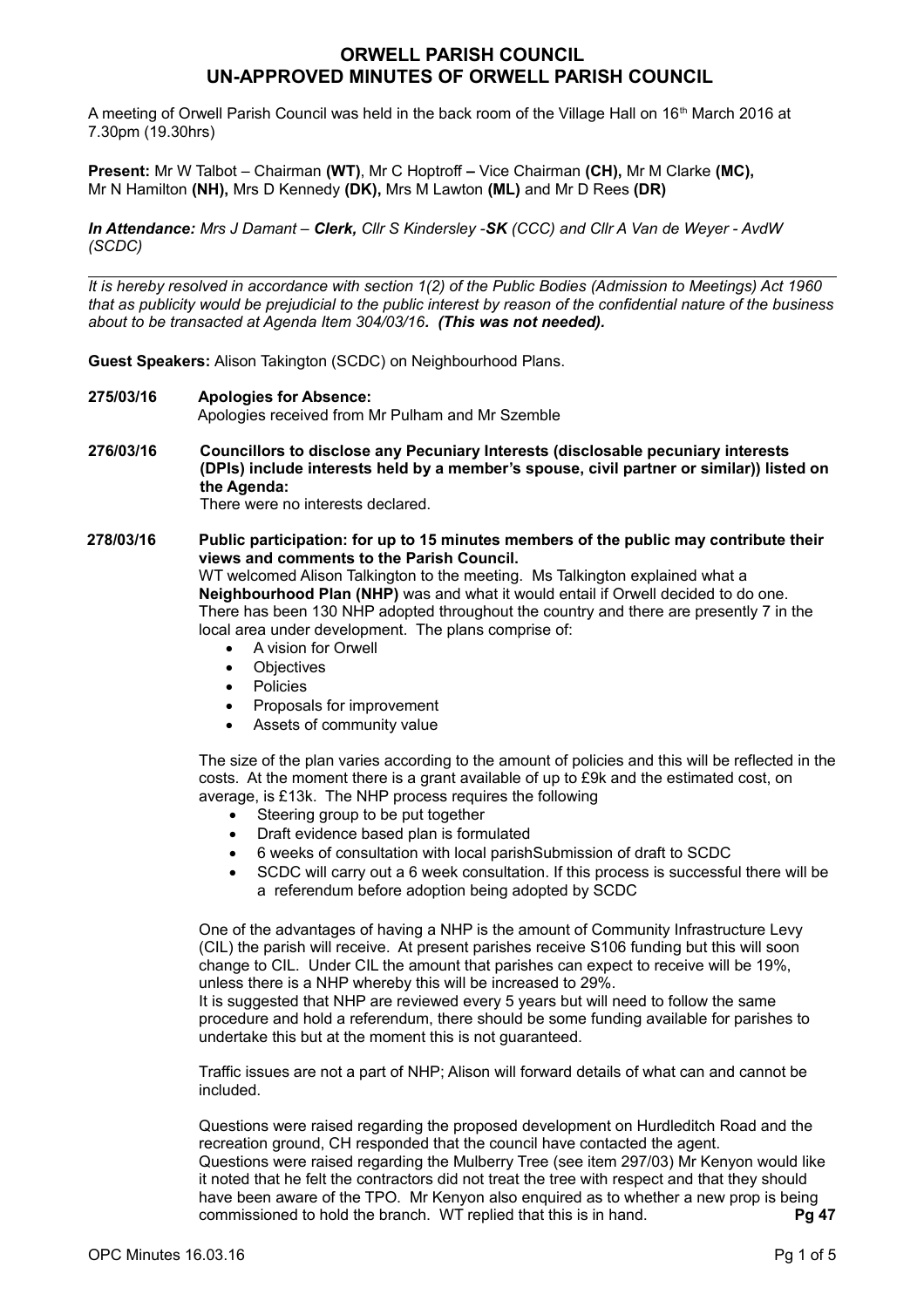# ORWELL PARISH COUNCIL
# UN-APPROVED MINUTES OF ORWELL PARISH COUNCIL

A meeting of Orwell Parish Council was held in the back room of the Village Hall on 16th March 2016 at 7.30pm (19.30hrs)

**Present:** Mr W Talbot – Chairman **(WT)**, Mr C Hoptroff **–** Vice Chairman **(CH),** Mr M Clarke **(MC),** Mr N Hamilton **(NH),** Mrs D Kennedy **(DK),** Mrs M Lawton **(ML)** and Mr D Rees **(DR)**

***In Attendance:*** *Mrs J Damant –* ***Clerk,*** *Cllr S Kindersley -****SK*** *(CCC) and Cllr A Van de Weyer - AvdW (SCDC)*

---

*It is hereby resolved in accordance with section 1(2) of the Public Bodies (Admission to Meetings) Act 1960 that as publicity would be prejudicial to the public interest by reason of the confidential nature of the business about to be transacted at Agenda Item 304/03/16****.*** ***(This was not needed).***

**Guest Speakers:** Alison Takington (SCDC) on Neighbourhood Plans.

**275/03/16 Apologies for Absence:**

Apologies received from Mr Pulham and Mr Szemble

**276/03/16 Councillors to disclose any Pecuniary Interests (disclosable pecuniary interests (DPIs) include interests held by a member's spouse, civil partner or similar)) listed on the Agenda:**

There were no interests declared.

**278/03/16 Public participation: for up to 15 minutes members of the public may contribute their views and comments to the Parish Council.**

WT welcomed Alison Talkington to the meeting. Ms Talkington explained what a **Neighbourhood Plan (NHP)** was and what it would entail if Orwell decided to do one. There has been 130 NHP adopted throughout the country and there are presently 7 in the local area under development. The plans comprise of:

- A vision for Orwell
- Objectives
- Policies
- Proposals for improvement
- Assets of community value

The size of the plan varies according to the amount of policies and this will be reflected in the costs. At the moment there is a grant available of up to £9k and the estimated cost, on average, is £13k. The NHP process requires the following

- Steering group to be put together
- Draft evidence based plan is formulated
- 6 weeks of consultation with local parishSubmission of draft to SCDC
- SCDC will carry out a 6 week consultation. If this process is successful there will be a referendum before adoption being adopted by SCDC

One of the advantages of having a NHP is the amount of Community Infrastructure Levy (CIL) the parish will receive. At present parishes receive S106 funding but this will soon change to CIL. Under CIL the amount that parishes can expect to receive will be 19%, unless there is a NHP whereby this will be increased to 29%.

It is suggested that NHP are reviewed every 5 years but will need to follow the same procedure and hold a referendum, there should be some funding available for parishes to undertake this but at the moment this is not guaranteed.

Traffic issues are not a part of NHP; Alison will forward details of what can and cannot be included.

Questions were raised regarding the proposed development on Hurdleditch Road and the recreation ground, CH responded that the council have contacted the agent.

Questions were raised regarding the Mulberry Tree (see item 297/03) Mr Kenyon would like it noted that he felt the contractors did not treat the tree with respect and that they should have been aware of the TPO. Mr Kenyon also enquired as to whether a new prop is being commissioned to hold the branch. WT replied that this is in hand. **Pg 47**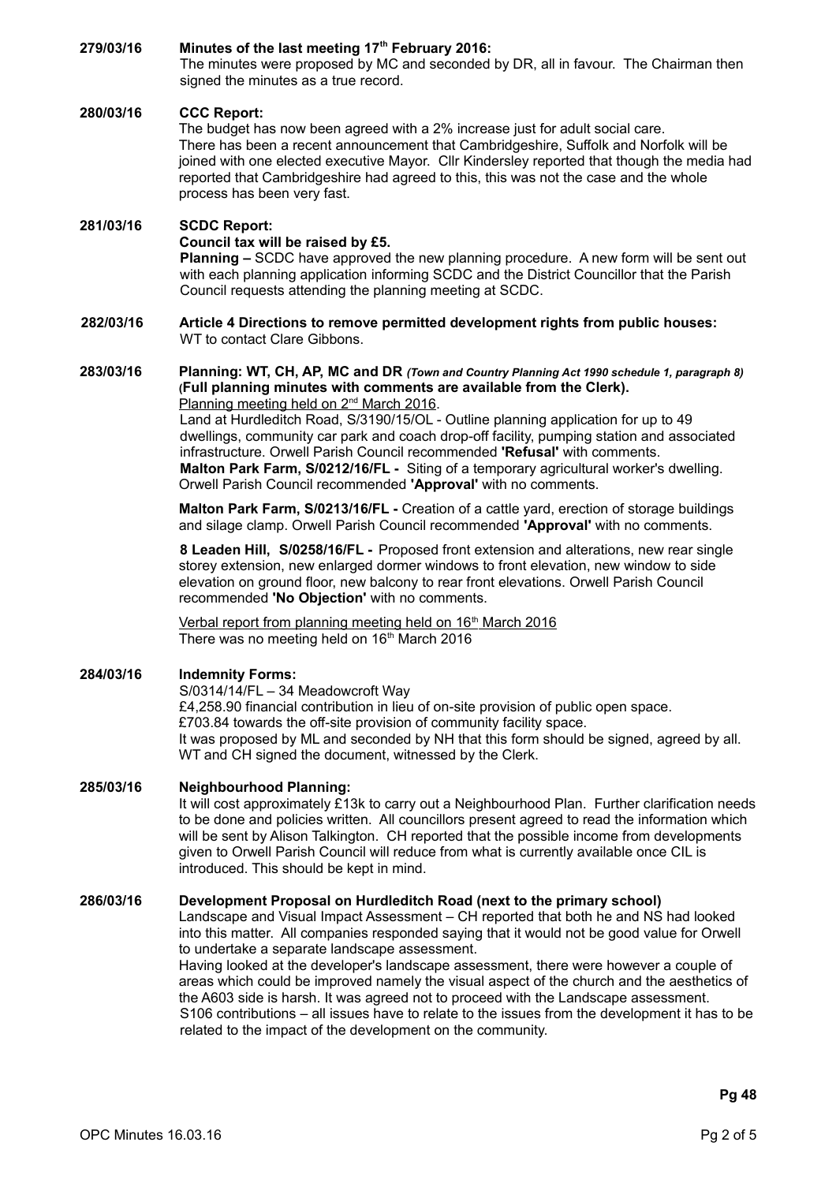**279/03/16 Minutes of the last meeting 17th February 2016:**

The minutes were proposed by MC and seconded by DR, all in favour. The Chairman then signed the minutes as a true record.

**280/03/16 CCC Report:**

The budget has now been agreed with a 2% increase just for adult social care. There has been a recent announcement that Cambridgeshire, Suffolk and Norfolk will be joined with one elected executive Mayor. Cllr Kindersley reported that though the media had reported that Cambridgeshire had agreed to this, this was not the case and the whole process has been very fast.

**281/03/16 SCDC Report:**

**Council tax will be raised by £5.**

**Planning –** SCDC have approved the new planning procedure. A new form will be sent out with each planning application informing SCDC and the District Councillor that the Parish Council requests attending the planning meeting at SCDC.

**282/03/16 Article 4 Directions to remove permitted development rights from public houses:**

WT to contact Clare Gibbons.

**283/03/16 Planning: WT, CH, AP, MC and DR** *(Town and Country Planning Act 1990 schedule 1, paragraph 8)* **(Full planning minutes with comments are available from the Clerk).**

Planning meeting held on 2nd March 2016.

Land at Hurdleditch Road, S/3190/15/OL - Outline planning application for up to 49 dwellings, community car park and coach drop-off facility, pumping station and associated infrastructure. Orwell Parish Council recommended **'Refusal'** with comments.

**Malton Park Farm, S/0212/16/FL -** Siting of a temporary agricultural worker's dwelling. Orwell Parish Council recommended **'Approval'** with no comments.

**Malton Park Farm, S/0213/16/FL -** Creation of a cattle yard, erection of storage buildings and silage clamp. Orwell Parish Council recommended **'Approval'** with no comments.

**8 Leaden Hill, S/0258/16/FL -** Proposed front extension and alterations, new rear single storey extension, new enlarged dormer windows to front elevation, new window to side elevation on ground floor, new balcony to rear front elevations. Orwell Parish Council recommended **'No Objection'** with no comments.

Verbal report from planning meeting held on 16th March 2016

There was no meeting held on 16th March 2016

**284/03/16 Indemnity Forms:**

S/0314/14/FL – 34 Meadowcroft Way

£4,258.90 financial contribution in lieu of on-site provision of public open space.

£703.84 towards the off-site provision of community facility space.

It was proposed by ML and seconded by NH that this form should be signed, agreed by all. WT and CH signed the document, witnessed by the Clerk.

**285/03/16 Neighbourhood Planning:**

It will cost approximately £13k to carry out a Neighbourhood Plan. Further clarification needs to be done and policies written. All councillors present agreed to read the information which will be sent by Alison Talkington. CH reported that the possible income from developments given to Orwell Parish Council will reduce from what is currently available once CIL is introduced. This should be kept in mind.

**286/03/16 Development Proposal on Hurdleditch Road (next to the primary school)**

Landscape and Visual Impact Assessment – CH reported that both he and NS had looked into this matter. All companies responded saying that it would not be good value for Orwell to undertake a separate landscape assessment.

Having looked at the developer's landscape assessment, there were however a couple of areas which could be improved namely the visual aspect of the church and the aesthetics of the A603 side is harsh. It was agreed not to proceed with the Landscape assessment.

S106 contributions – all issues have to relate to the issues from the development it has to be related to the impact of the development on the community.

**Pg 48**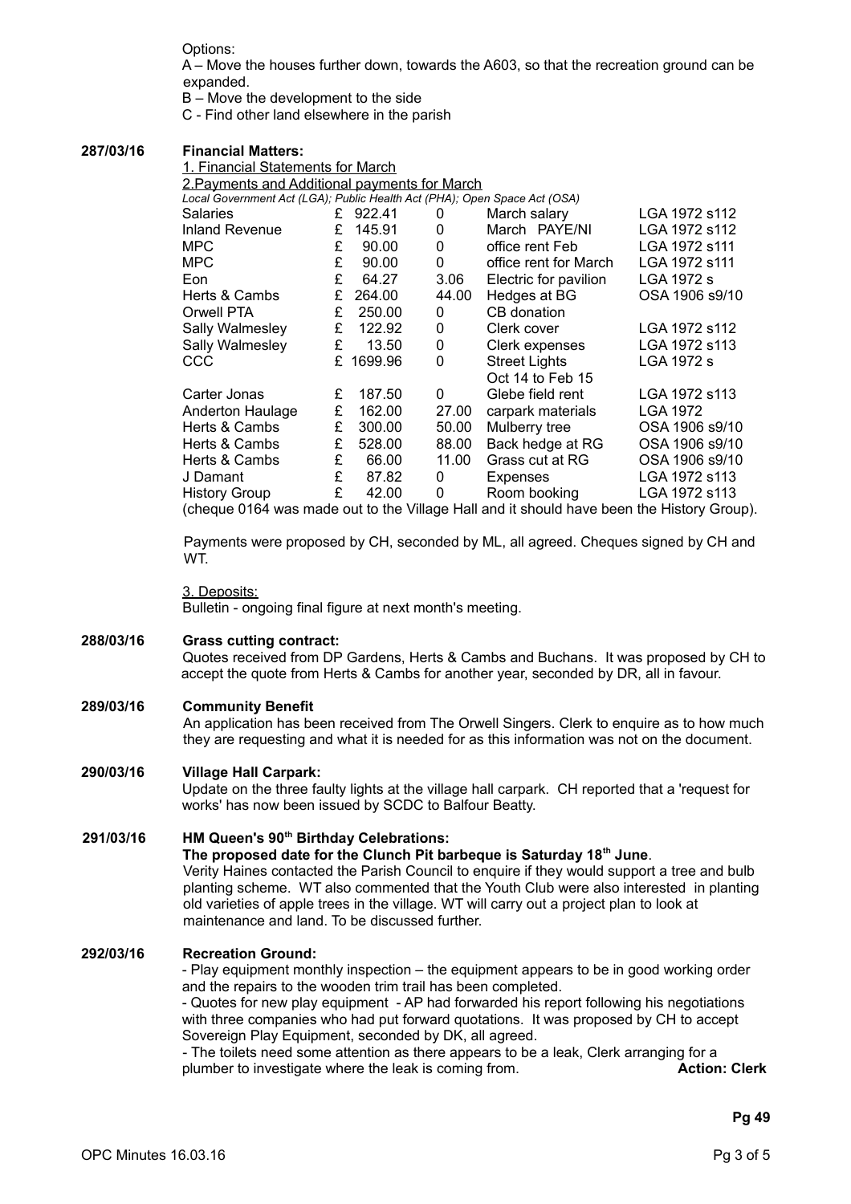Options:

A – Move the houses further down, towards the A603, so that the recreation ground can be expanded.

B – Move the development to the side

C - Find other land elsewhere in the parish

**287/03/16 Financial Matters:**

1. Financial Statements for March

2. Payments and Additional payments for March

*Local Government Act (LGA); Public Health Act (PHA); Open Space Act (OSA)*

| | | | | |
|---|---|---|---|---|
| Salaries | £ 922.41 | 0 | March salary | LGA 1972 s112 |
| Inland Revenue | £ 145.91 | 0 | March PAYE/NI | LGA 1972 s112 |
| MPC | £ 90.00 | 0 | office rent Feb | LGA 1972 s111 |
| MPC | £ 90.00 | 0 | office rent for March | LGA 1972 s111 |
| Eon | £ 64.27 | 3.06 | Electric for pavilion | LGA 1972 s |
| Herts & Cambs | £ 264.00 | 44.00 | Hedges at BG | OSA 1906 s9/10 |
| Orwell PTA | £ 250.00 | 0 | CB donation | |
| Sally Walmesley | £ 122.92 | 0 | Clerk cover | LGA 1972 s112 |
| Sally Walmesley | £ 13.50 | 0 | Clerk expenses | LGA 1972 s113 |
| CCC | £ 1699.96 | 0 | Street Lights Oct 14 to Feb 15 | LGA 1972 s |
| Carter Jonas | £ 187.50 | 0 | Glebe field rent | LGA 1972 s113 |
| Anderton Haulage | £ 162.00 | 27.00 | carpark materials | LGA 1972 |
| Herts & Cambs | £ 300.00 | 50.00 | Mulberry tree | OSA 1906 s9/10 |
| Herts & Cambs | £ 528.00 | 88.00 | Back hedge at RG | OSA 1906 s9/10 |
| Herts & Cambs | £ 66.00 | 11.00 | Grass cut at RG | OSA 1906 s9/10 |
| J Damant | £ 87.82 | 0 | Expenses | LGA 1972 s113 |
| History Group | £ 42.00 | 0 | Room booking | LGA 1972 s113 |

(cheque 0164 was made out to the Village Hall and it should have been the History Group).

Payments were proposed by CH, seconded by ML, all agreed. Cheques signed by CH and WT.

3. Deposits:

Bulletin - ongoing final figure at next month's meeting.

**288/03/16 Grass cutting contract:**

Quotes received from DP Gardens, Herts & Cambs and Buchans. It was proposed by CH to accept the quote from Herts & Cambs for another year, seconded by DR, all in favour.

**289/03/16 Community Benefit**

An application has been received from The Orwell Singers. Clerk to enquire as to how much they are requesting and what it is needed for as this information was not on the document.

**290/03/16 Village Hall Carpark:**

Update on the three faulty lights at the village hall carpark. CH reported that a 'request for works' has now been issued by SCDC to Balfour Beatty.

**291/03/16 HM Queen's 90th Birthday Celebrations:**

**The proposed date for the Clunch Pit barbeque is Saturday 18th June**.

Verity Haines contacted the Parish Council to enquire if they would support a tree and bulb planting scheme. WT also commented that the Youth Club were also interested in planting old varieties of apple trees in the village. WT will carry out a project plan to look at maintenance and land. To be discussed further.

**292/03/16 Recreation Ground:**

- Play equipment monthly inspection – the equipment appears to be in good working order and the repairs to the wooden trim trail has been completed.
- Quotes for new play equipment - AP had forwarded his report following his negotiations with three companies who had put forward quotations. It was proposed by CH to accept Sovereign Play Equipment, seconded by DK, all agreed.
- The toilets need some attention as there appears to be a leak, Clerk arranging for a plumber to investigate where the leak is coming from. **Action: Clerk**

**Pg 49**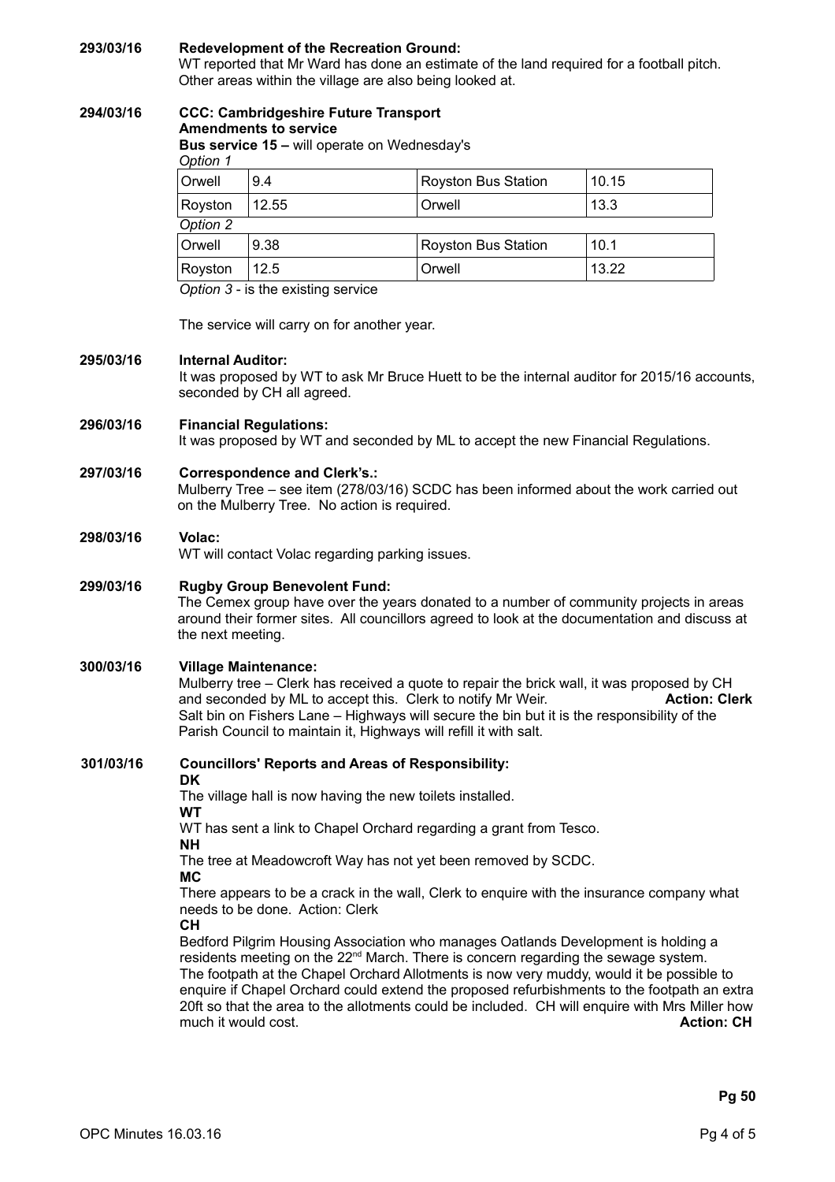**293/03/16 Redevelopment of the Recreation Ground:**

WT reported that Mr Ward has done an estimate of the land required for a football pitch. Other areas within the village are also being looked at.

**294/03/16 CCC: Cambridgeshire Future Transport**

**Amendments to service**

**Bus service 15 –** will operate on Wednesday's

*Option 1*

| | | | |
|---|---|---|---|
| Orwell | 9.4 | Royston Bus Station | 10.15 |
| Royston | 12.55 | Orwell | 13.3 |

*Option 2*

| | | | |
|---|---|---|---|
| Orwell | 9.38 | Royston Bus Station | 10.1 |
| Royston | 12.5 | Orwell | 13.22 |

*Option 3* - is the existing service

The service will carry on for another year.

**295/03/16 Internal Auditor:**

It was proposed by WT to ask Mr Bruce Huett to be the internal auditor for 2015/16 accounts, seconded by CH all agreed.

**296/03/16 Financial Regulations:**

It was proposed by WT and seconded by ML to accept the new Financial Regulations.

**297/03/16 Correspondence and Clerk's.:**

Mulberry Tree – see item (278/03/16) SCDC has been informed about the work carried out on the Mulberry Tree. No action is required.

**298/03/16 Volac:**

WT will contact Volac regarding parking issues.

**299/03/16 Rugby Group Benevolent Fund:**

The Cemex group have over the years donated to a number of community projects in areas around their former sites. All councillors agreed to look at the documentation and discuss at the next meeting.

**300/03/16 Village Maintenance:**

Mulberry tree – Clerk has received a quote to repair the brick wall, it was proposed by CH and seconded by ML to accept this. Clerk to notify Mr Weir. **Action: Clerk**

Salt bin on Fishers Lane – Highways will secure the bin but it is the responsibility of the Parish Council to maintain it, Highways will refill it with salt.

**301/03/16 Councillors' Reports and Areas of Responsibility:**

**DK**

The village hall is now having the new toilets installed.

**WT**

WT has sent a link to Chapel Orchard regarding a grant from Tesco.

**NH**

The tree at Meadowcroft Way has not yet been removed by SCDC.

**MC**

There appears to be a crack in the wall, Clerk to enquire with the insurance company what needs to be done. Action: Clerk

**CH**

Bedford Pilgrim Housing Association who manages Oatlands Development is holding a residents meeting on the 22nd March. There is concern regarding the sewage system.

The footpath at the Chapel Orchard Allotments is now very muddy, would it be possible to enquire if Chapel Orchard could extend the proposed refurbishments to the footpath an extra 20ft so that the area to the allotments could be included. CH will enquire with Mrs Miller how much it would cost. **Action: CH**

Pg 50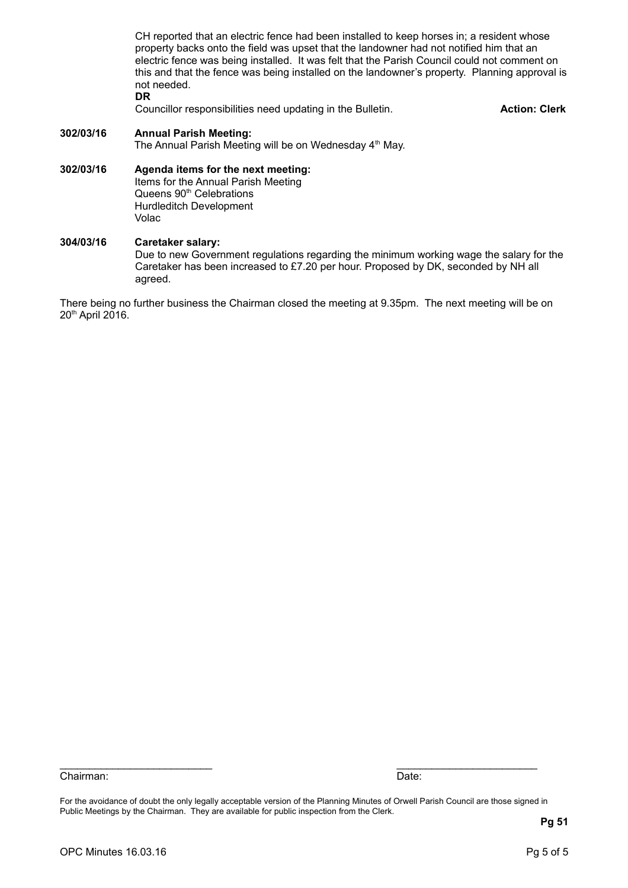CH reported that an electric fence had been installed to keep horses in; a resident whose property backs onto the field was upset that the landowner had not notified him that an electric fence was being installed. It was felt that the Parish Council could not comment on this and that the fence was being installed on the landowner's property. Planning approval is not needed.

**DR**

Councillor responsibilities need updating in the Bulletin. **Action: Clerk**

**302/03/16 Annual Parish Meeting:**

The Annual Parish Meeting will be on Wednesday 4th May.

**302/03/16 Agenda items for the next meeting:**

Items for the Annual Parish Meeting
Queens 90th Celebrations
Hurdleditch Development
Volac

**304/03/16 Caretaker salary:**

Due to new Government regulations regarding the minimum working wage the salary for the Caretaker has been increased to £7.20 per hour. Proposed by DK, seconded by NH all agreed.

There being no further business the Chairman closed the meeting at 9.35pm. The next meeting will be on 20th April 2016.

\_\_\_\_\_\_\_\_\_\_\_\_\_\_\_\_\_\_\_\_\_\_\_\_\_\_ \_\_\_\_\_\_\_\_\_\_\_\_\_\_\_\_\_\_\_\_\_\_\_\_

Chairman: Date:

For the avoidance of doubt the only legally acceptable version of the Planning Minutes of Orwell Parish Council are those signed in Public Meetings by the Chairman. They are available for public inspection from the Clerk.

**Pg 51**